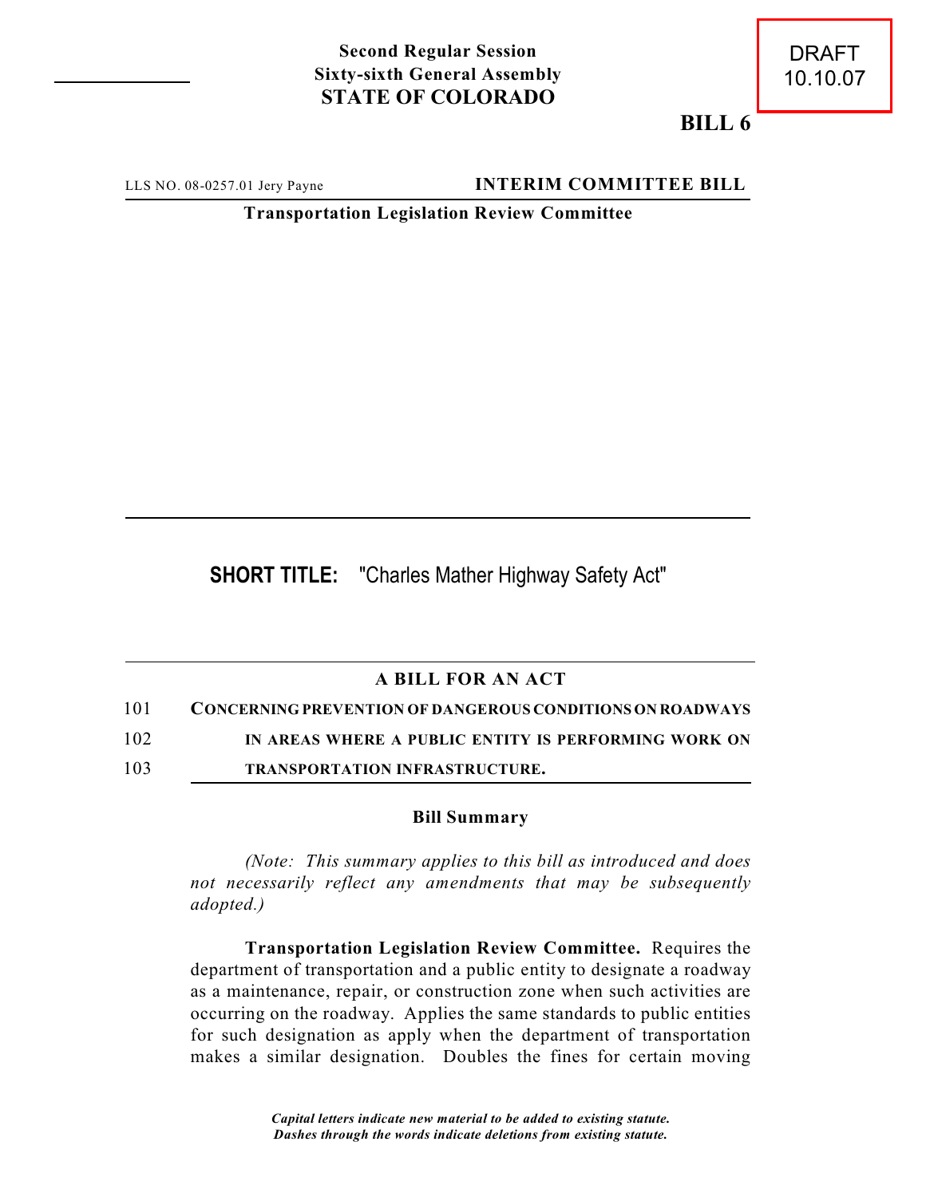DRAFT
10.10.07

**Second Regular Session**
**Sixty-sixth General Assembly**
**STATE OF COLORADO**

**BILL 6**

LLS NO. 08-0257.01 Jery Payne **INTERIM COMMITTEE BILL**

**Transportation Legislation Review Committee**

---

**SHORT TITLE:** "Charles Mather Highway Safety Act"

---

## A BILL FOR AN ACT

101 **CONCERNING PREVENTION OF DANGEROUS CONDITIONS ON ROADWAYS**
102 **IN AREAS WHERE A PUBLIC ENTITY IS PERFORMING WORK ON**
103 **TRANSPORTATION INFRASTRUCTURE.**

### Bill Summary

*(Note: This summary applies to this bill as introduced and does not necessarily reflect any amendments that may be subsequently adopted.)*

**Transportation Legislation Review Committee.** Requires the department of transportation and a public entity to designate a roadway as a maintenance, repair, or construction zone when such activities are occurring on the roadway. Applies the same standards to public entities for such designation as apply when the department of transportation makes a similar designation. Doubles the fines for certain moving

*Capital letters indicate new material to be added to existing statute.*
*Dashes through the words indicate deletions from existing statute.*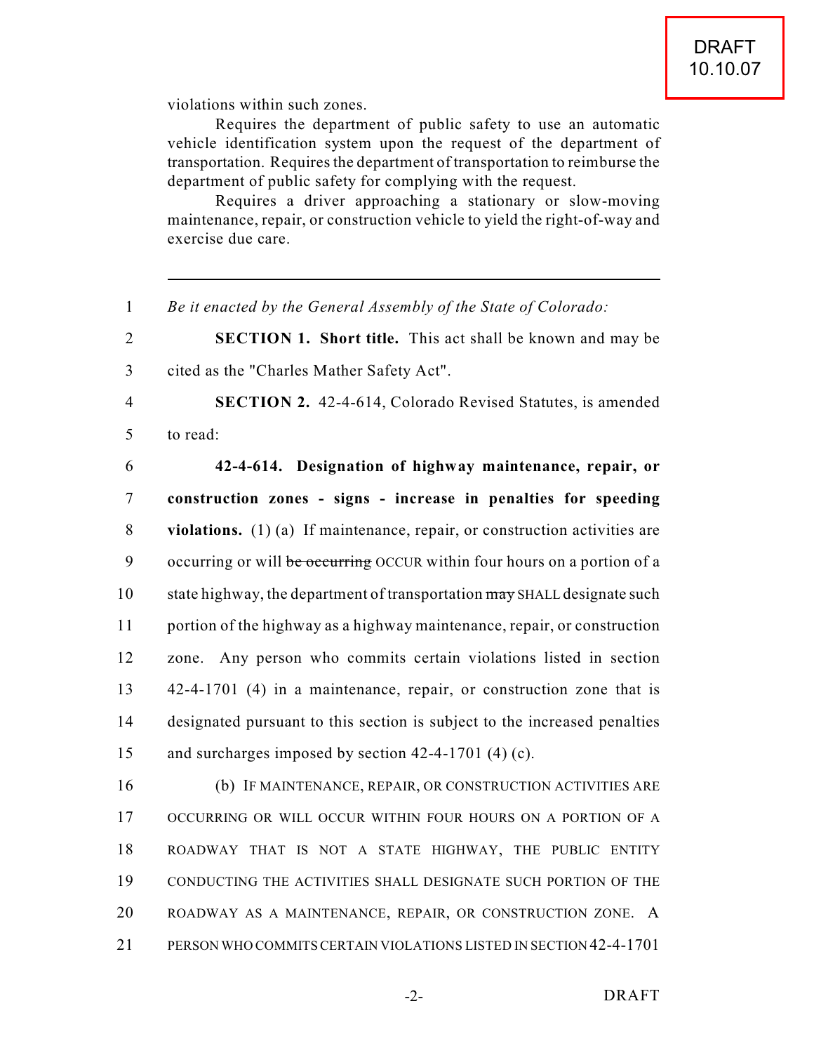violations within such zones.

Requires the department of public safety to use an automatic vehicle identification system upon the request of the department of transportation. Requires the department of transportation to reimburse the department of public safety for complying with the request.

Requires a driver approaching a stationary or slow-moving maintenance, repair, or construction vehicle to yield the right-of-way and exercise due care.

---

1 *Be it enacted by the General Assembly of the State of Colorado:*

2 **SECTION 1. Short title.** This act shall be known and may be
3 cited as the "Charles Mather Safety Act".

4 **SECTION 2.** 42-4-614, Colorado Revised Statutes, is amended
5 to read:

6 **42-4-614. Designation of highway maintenance, repair, or**
7 **construction zones - signs - increase in penalties for speeding**
8 **violations.** (1) (a) If maintenance, repair, or construction activities are
9 occurring or will ~~be occurring~~ OCCUR within four hours on a portion of a
10 state highway, the department of transportation ~~may~~ SHALL designate such
11 portion of the highway as a highway maintenance, repair, or construction
12 zone. Any person who commits certain violations listed in section
13 42-4-1701 (4) in a maintenance, repair, or construction zone that is
14 designated pursuant to this section is subject to the increased penalties
15 and surcharges imposed by section 42-4-1701 (4) (c).

16 (b) IF MAINTENANCE, REPAIR, OR CONSTRUCTION ACTIVITIES ARE
17 OCCURRING OR WILL OCCUR WITHIN FOUR HOURS ON A PORTION OF A
18 ROADWAY THAT IS NOT A STATE HIGHWAY, THE PUBLIC ENTITY
19 CONDUCTING THE ACTIVITIES SHALL DESIGNATE SUCH PORTION OF THE
20 ROADWAY AS A MAINTENANCE, REPAIR, OR CONSTRUCTION ZONE. A
21 PERSON WHO COMMITS CERTAIN VIOLATIONS LISTED IN SECTION 42-4-1701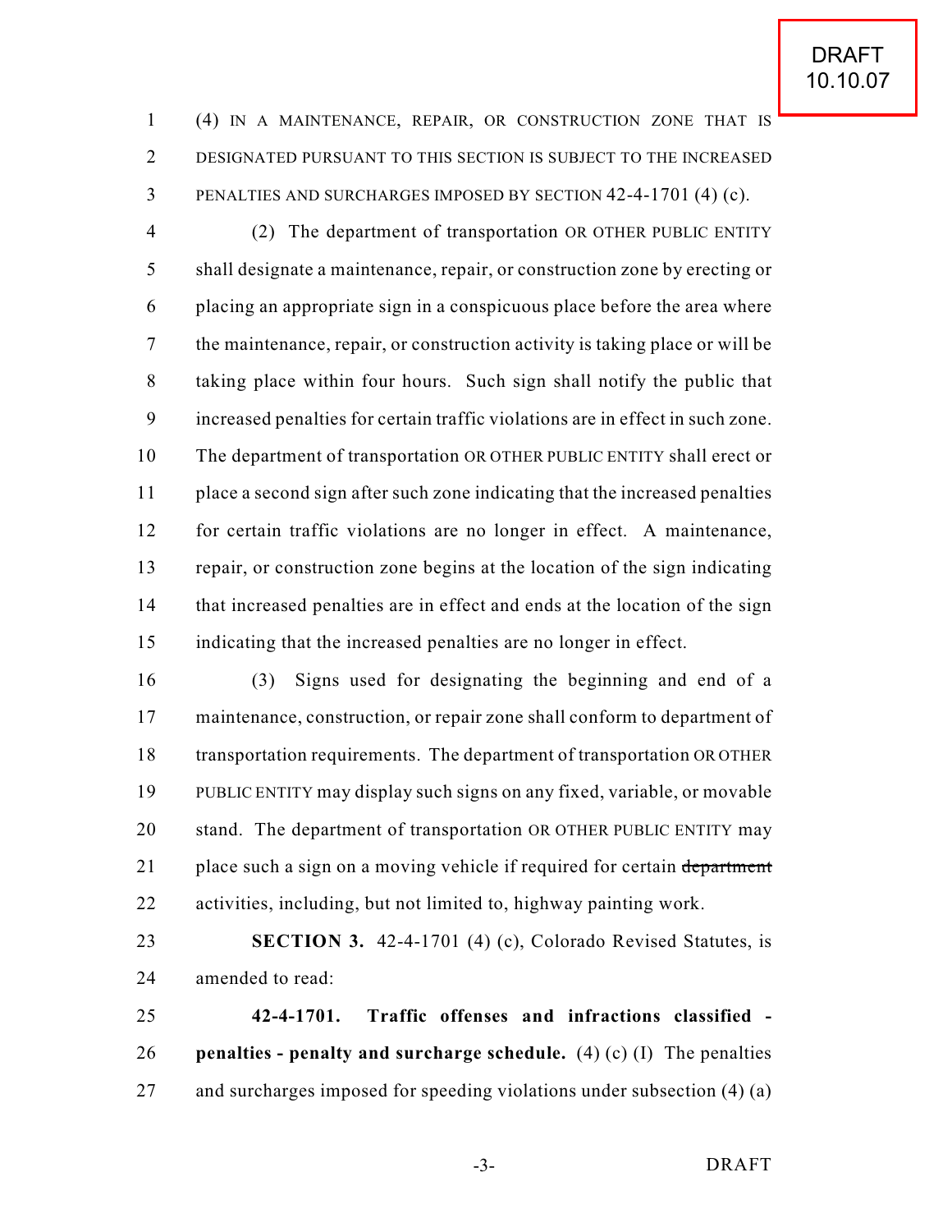(4) IN A MAINTENANCE, REPAIR, OR CONSTRUCTION ZONE THAT IS DESIGNATED PURSUANT TO THIS SECTION IS SUBJECT TO THE INCREASED PENALTIES AND SURCHARGES IMPOSED BY SECTION 42-4-1701 (4) (c).

(2) The department of transportation OR OTHER PUBLIC ENTITY shall designate a maintenance, repair, or construction zone by erecting or placing an appropriate sign in a conspicuous place before the area where the maintenance, repair, or construction activity is taking place or will be taking place within four hours. Such sign shall notify the public that increased penalties for certain traffic violations are in effect in such zone. The department of transportation OR OTHER PUBLIC ENTITY shall erect or place a second sign after such zone indicating that the increased penalties for certain traffic violations are no longer in effect. A maintenance, repair, or construction zone begins at the location of the sign indicating that increased penalties are in effect and ends at the location of the sign indicating that the increased penalties are no longer in effect.

(3) Signs used for designating the beginning and end of a maintenance, construction, or repair zone shall conform to department of transportation requirements. The department of transportation OR OTHER PUBLIC ENTITY may display such signs on any fixed, variable, or movable stand. The department of transportation OR OTHER PUBLIC ENTITY may place such a sign on a moving vehicle if required for certain ~~department~~ activities, including, but not limited to, highway painting work.

**SECTION 3.** 42-4-1701 (4) (c), Colorado Revised Statutes, is amended to read:

**42-4-1701. Traffic offenses and infractions classified - penalties - penalty and surcharge schedule.** (4) (c) (I) The penalties and surcharges imposed for speeding violations under subsection (4) (a)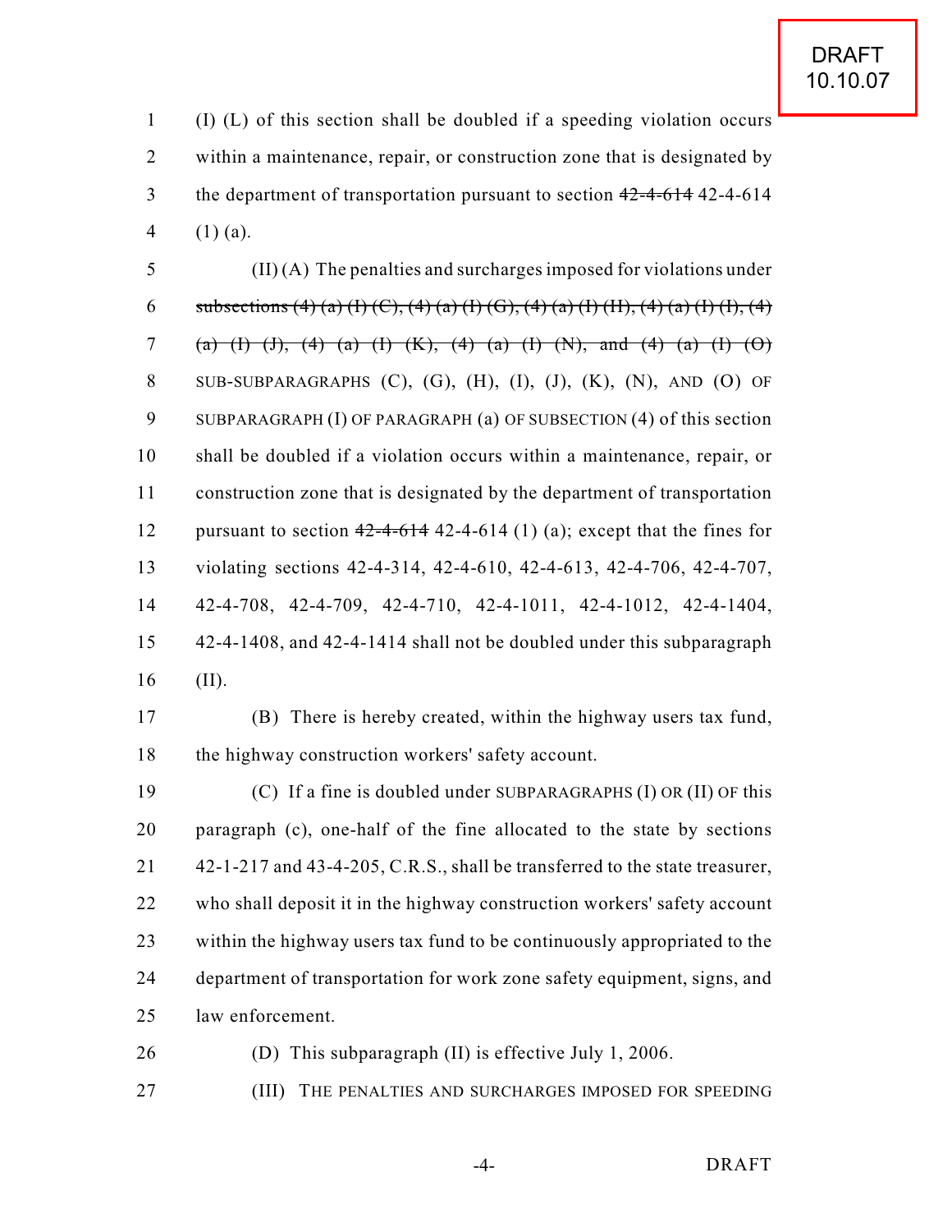(I) (L) of this section shall be doubled if a speeding violation occurs within a maintenance, repair, or construction zone that is designated by the department of transportation pursuant to section ~~42-4-614~~ 42-4-614 (1) (a).

(II) (A) The penalties and surcharges imposed for violations under ~~subsections (4) (a) (I) (C), (4) (a) (I) (G), (4) (a) (I) (H), (4) (a) (I) (I), (4) (a) (I) (J), (4) (a) (I) (K), (4) (a) (I) (N), and (4) (a) (I) (O)~~ SUB-SUBPARAGRAPHS (C), (G), (H), (I), (J), (K), (N), AND (O) OF SUBPARAGRAPH (I) OF PARAGRAPH (a) OF SUBSECTION (4) of this section shall be doubled if a violation occurs within a maintenance, repair, or construction zone that is designated by the department of transportation pursuant to section ~~42-4-614~~ 42-4-614 (1) (a); except that the fines for violating sections 42-4-314, 42-4-610, 42-4-613, 42-4-706, 42-4-707, 42-4-708, 42-4-709, 42-4-710, 42-4-1011, 42-4-1012, 42-4-1404, 42-4-1408, and 42-4-1414 shall not be doubled under this subparagraph (II).

(B) There is hereby created, within the highway users tax fund, the highway construction workers' safety account.

(C) If a fine is doubled under SUBPARAGRAPHS (I) OR (II) OF this paragraph (c), one-half of the fine allocated to the state by sections 42-1-217 and 43-4-205, C.R.S., shall be transferred to the state treasurer, who shall deposit it in the highway construction workers' safety account within the highway users tax fund to be continuously appropriated to the department of transportation for work zone safety equipment, signs, and law enforcement.

(D) This subparagraph (II) is effective July 1, 2006.

(III) THE PENALTIES AND SURCHARGES IMPOSED FOR SPEEDING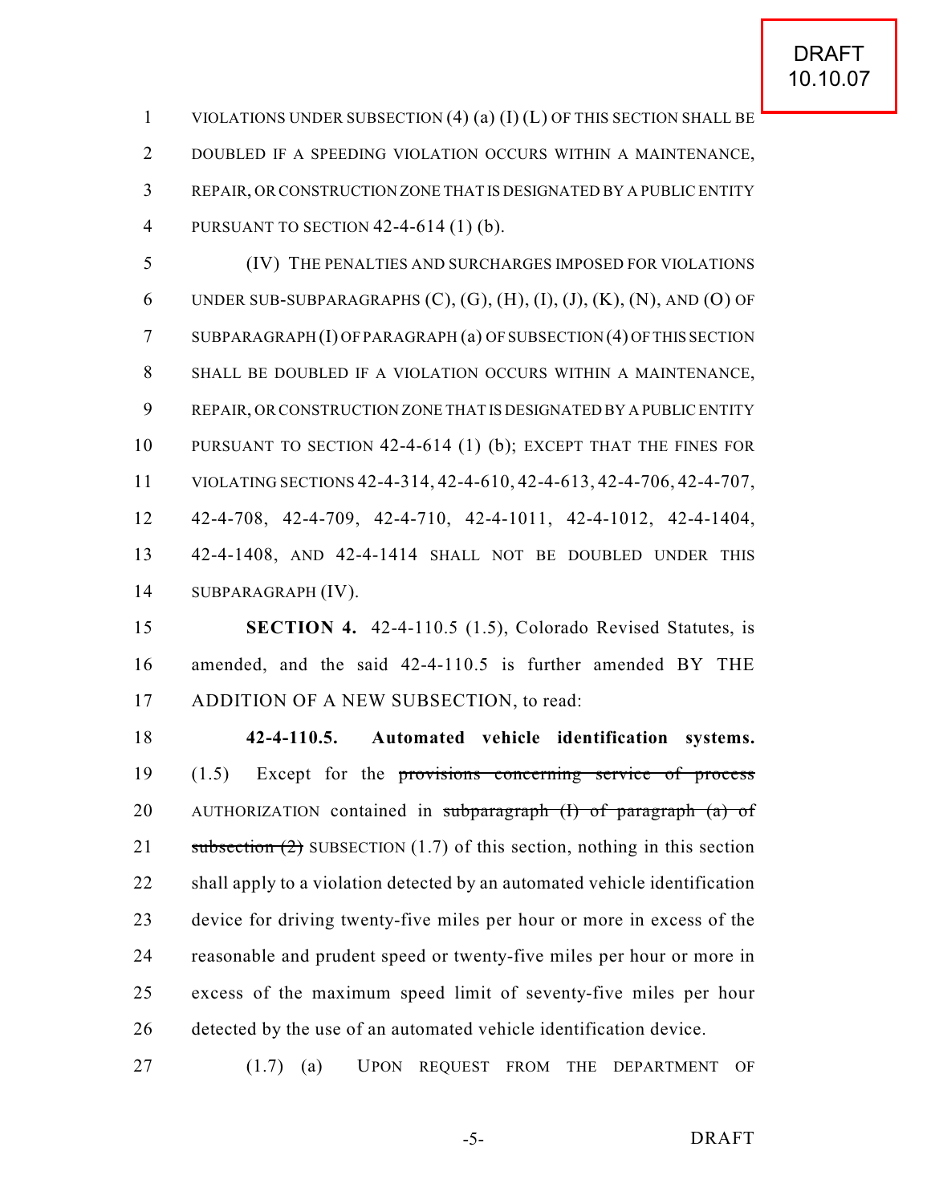VIOLATIONS UNDER SUBSECTION (4) (a) (I) (L) OF THIS SECTION SHALL BE DOUBLED IF A SPEEDING VIOLATION OCCURS WITHIN A MAINTENANCE, REPAIR, OR CONSTRUCTION ZONE THAT IS DESIGNATED BY A PUBLIC ENTITY PURSUANT TO SECTION 42-4-614 (1) (b).

(IV) THE PENALTIES AND SURCHARGES IMPOSED FOR VIOLATIONS UNDER SUB-SUBPARAGRAPHS (C), (G), (H), (I), (J), (K), (N), AND (O) OF SUBPARAGRAPH (I) OF PARAGRAPH (a) OF SUBSECTION (4) OF THIS SECTION SHALL BE DOUBLED IF A VIOLATION OCCURS WITHIN A MAINTENANCE, REPAIR, OR CONSTRUCTION ZONE THAT IS DESIGNATED BY A PUBLIC ENTITY PURSUANT TO SECTION 42-4-614 (1) (b); EXCEPT THAT THE FINES FOR VIOLATING SECTIONS 42-4-314, 42-4-610, 42-4-613, 42-4-706, 42-4-707, 42-4-708, 42-4-709, 42-4-710, 42-4-1011, 42-4-1012, 42-4-1404, 42-4-1408, AND 42-4-1414 SHALL NOT BE DOUBLED UNDER THIS SUBPARAGRAPH (IV).

**SECTION 4.** 42-4-110.5 (1.5), Colorado Revised Statutes, is amended, and the said 42-4-110.5 is further amended BY THE ADDITION OF A NEW SUBSECTION, to read:

**42-4-110.5. Automated vehicle identification systems.** (1.5) Except for the ~~provisions concerning service of process~~ AUTHORIZATION contained in ~~subparagraph (I) of paragraph (a) of subsection (2)~~ SUBSECTION (1.7) of this section, nothing in this section shall apply to a violation detected by an automated vehicle identification device for driving twenty-five miles per hour or more in excess of the reasonable and prudent speed or twenty-five miles per hour or more in excess of the maximum speed limit of seventy-five miles per hour detected by the use of an automated vehicle identification device.

(1.7) (a) UPON REQUEST FROM THE DEPARTMENT OF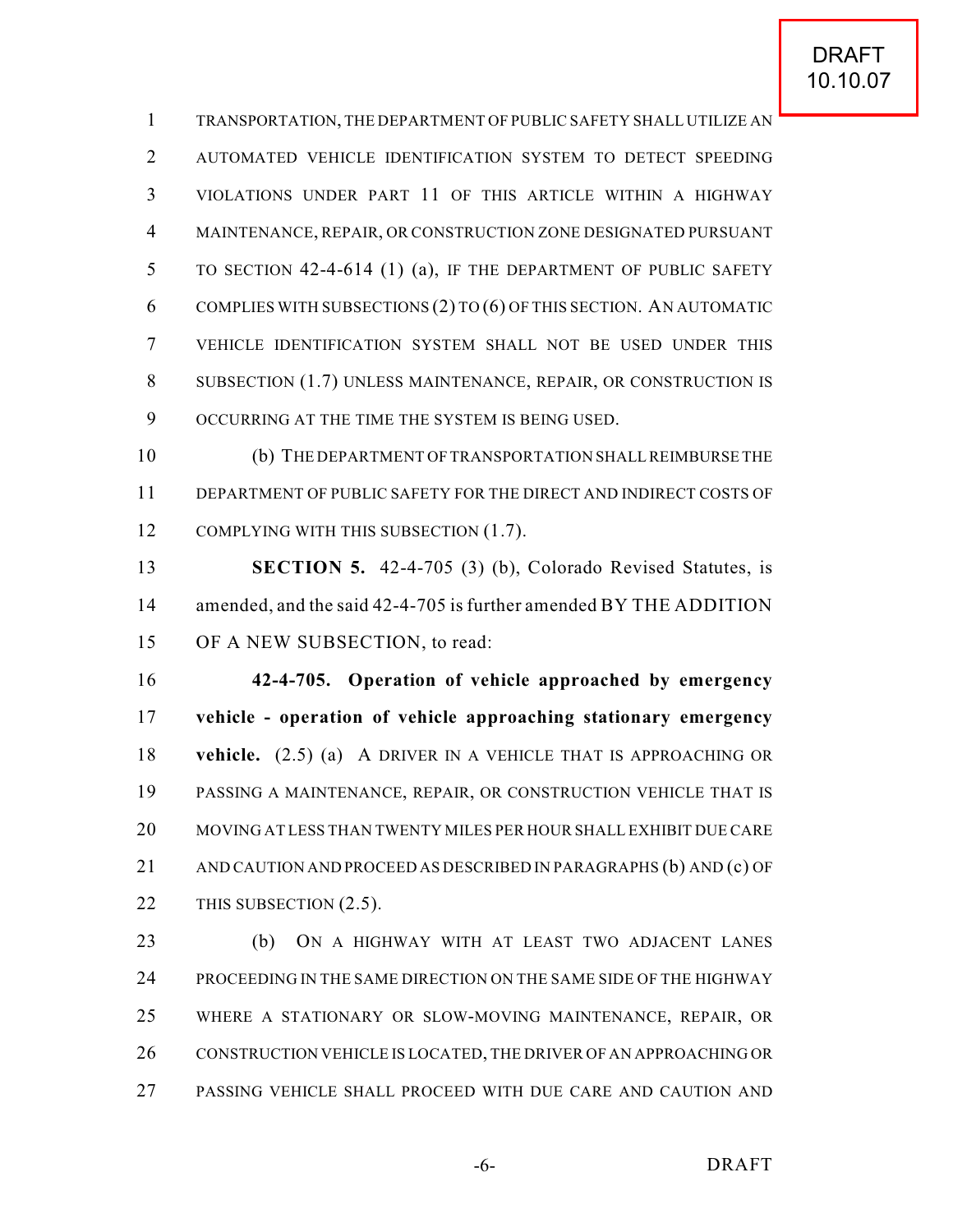TRANSPORTATION, THE DEPARTMENT OF PUBLIC SAFETY SHALL UTILIZE AN AUTOMATED VEHICLE IDENTIFICATION SYSTEM TO DETECT SPEEDING VIOLATIONS UNDER PART 11 OF THIS ARTICLE WITHIN A HIGHWAY MAINTENANCE, REPAIR, OR CONSTRUCTION ZONE DESIGNATED PURSUANT TO SECTION 42-4-614 (1) (a), IF THE DEPARTMENT OF PUBLIC SAFETY COMPLIES WITH SUBSECTIONS (2) TO (6) OF THIS SECTION. AN AUTOMATIC VEHICLE IDENTIFICATION SYSTEM SHALL NOT BE USED UNDER THIS SUBSECTION (1.7) UNLESS MAINTENANCE, REPAIR, OR CONSTRUCTION IS OCCURRING AT THE TIME THE SYSTEM IS BEING USED.

(b) THE DEPARTMENT OF TRANSPORTATION SHALL REIMBURSE THE DEPARTMENT OF PUBLIC SAFETY FOR THE DIRECT AND INDIRECT COSTS OF COMPLYING WITH THIS SUBSECTION (1.7).

**SECTION 5.** 42-4-705 (3) (b), Colorado Revised Statutes, is amended, and the said 42-4-705 is further amended BY THE ADDITION OF A NEW SUBSECTION, to read:

**42-4-705. Operation of vehicle approached by emergency vehicle - operation of vehicle approaching stationary emergency vehicle.** (2.5) (a) A DRIVER IN A VEHICLE THAT IS APPROACHING OR PASSING A MAINTENANCE, REPAIR, OR CONSTRUCTION VEHICLE THAT IS MOVING AT LESS THAN TWENTY MILES PER HOUR SHALL EXHIBIT DUE CARE AND CAUTION AND PROCEED AS DESCRIBED IN PARAGRAPHS (b) AND (c) OF THIS SUBSECTION (2.5).

(b) ON A HIGHWAY WITH AT LEAST TWO ADJACENT LANES PROCEEDING IN THE SAME DIRECTION ON THE SAME SIDE OF THE HIGHWAY WHERE A STATIONARY OR SLOW-MOVING MAINTENANCE, REPAIR, OR CONSTRUCTION VEHICLE IS LOCATED, THE DRIVER OF AN APPROACHING OR PASSING VEHICLE SHALL PROCEED WITH DUE CARE AND CAUTION AND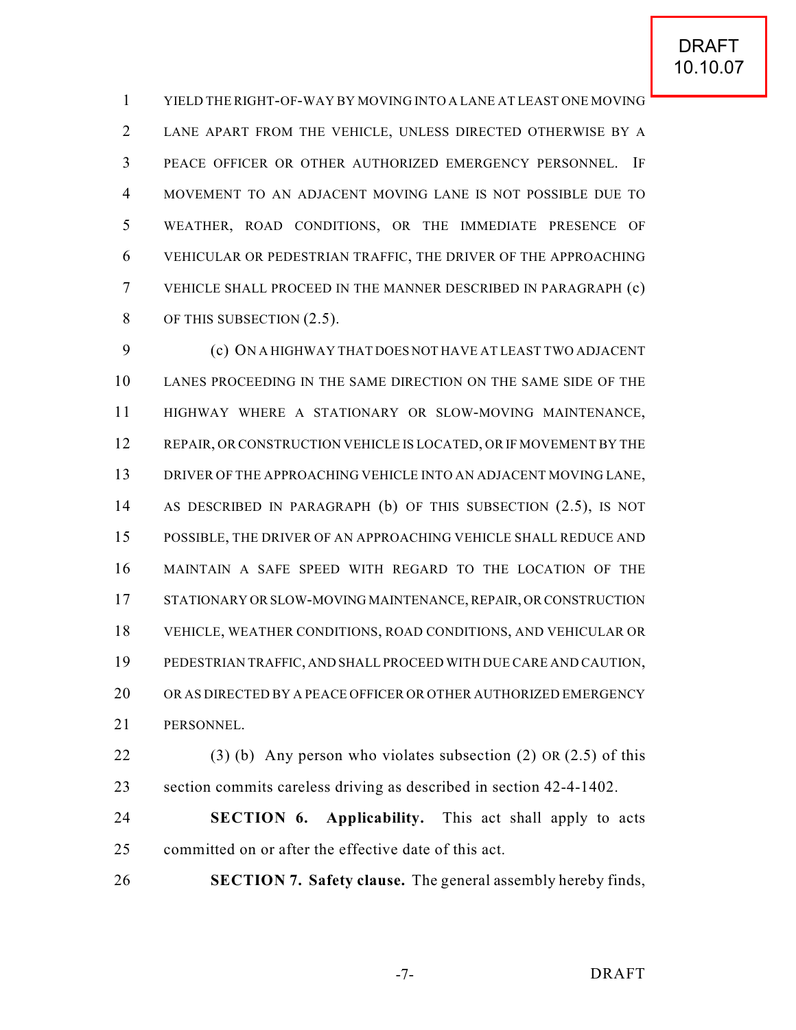YIELD THE RIGHT-OF-WAY BY MOVING INTO A LANE AT LEAST ONE MOVING LANE APART FROM THE VEHICLE, UNLESS DIRECTED OTHERWISE BY A PEACE OFFICER OR OTHER AUTHORIZED EMERGENCY PERSONNEL. IF MOVEMENT TO AN ADJACENT MOVING LANE IS NOT POSSIBLE DUE TO WEATHER, ROAD CONDITIONS, OR THE IMMEDIATE PRESENCE OF VEHICULAR OR PEDESTRIAN TRAFFIC, THE DRIVER OF THE APPROACHING VEHICLE SHALL PROCEED IN THE MANNER DESCRIBED IN PARAGRAPH (c) OF THIS SUBSECTION (2.5).

(c) ON A HIGHWAY THAT DOES NOT HAVE AT LEAST TWO ADJACENT LANES PROCEEDING IN THE SAME DIRECTION ON THE SAME SIDE OF THE HIGHWAY WHERE A STATIONARY OR SLOW-MOVING MAINTENANCE, REPAIR, OR CONSTRUCTION VEHICLE IS LOCATED, OR IF MOVEMENT BY THE DRIVER OF THE APPROACHING VEHICLE INTO AN ADJACENT MOVING LANE, AS DESCRIBED IN PARAGRAPH (b) OF THIS SUBSECTION (2.5), IS NOT POSSIBLE, THE DRIVER OF AN APPROACHING VEHICLE SHALL REDUCE AND MAINTAIN A SAFE SPEED WITH REGARD TO THE LOCATION OF THE STATIONARY OR SLOW-MOVING MAINTENANCE, REPAIR, OR CONSTRUCTION VEHICLE, WEATHER CONDITIONS, ROAD CONDITIONS, AND VEHICULAR OR PEDESTRIAN TRAFFIC, AND SHALL PROCEED WITH DUE CARE AND CAUTION, OR AS DIRECTED BY A PEACE OFFICER OR OTHER AUTHORIZED EMERGENCY PERSONNEL.

(3) (b) Any person who violates subsection (2) OR (2.5) of this section commits careless driving as described in section 42-4-1402.

**SECTION 6. Applicability.** This act shall apply to acts committed on or after the effective date of this act.

**SECTION 7. Safety clause.** The general assembly hereby finds,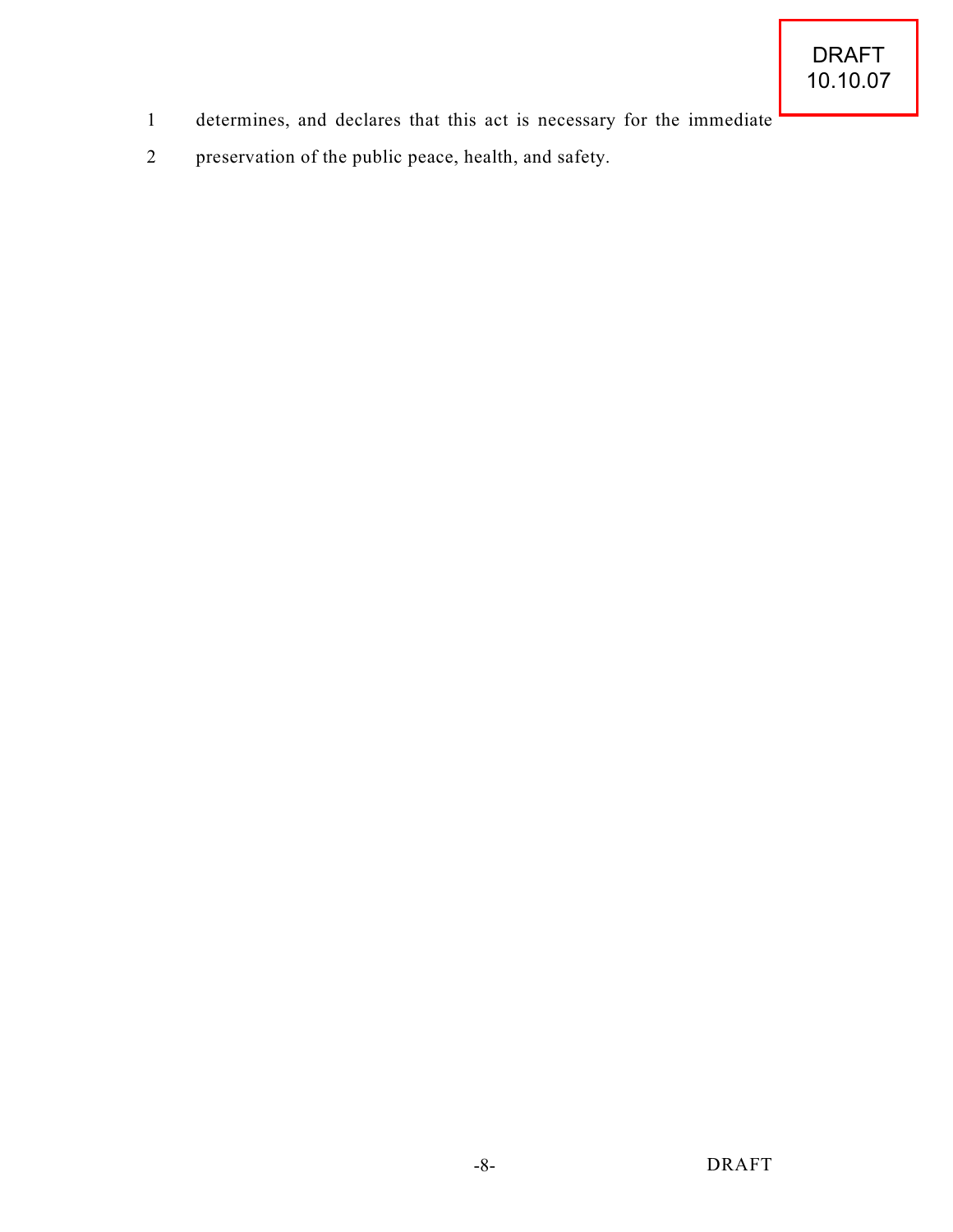DRAFT
10.10.07

1 determines, and declares that this act is necessary for the immediate
2 preservation of the public peace, health, and safety.